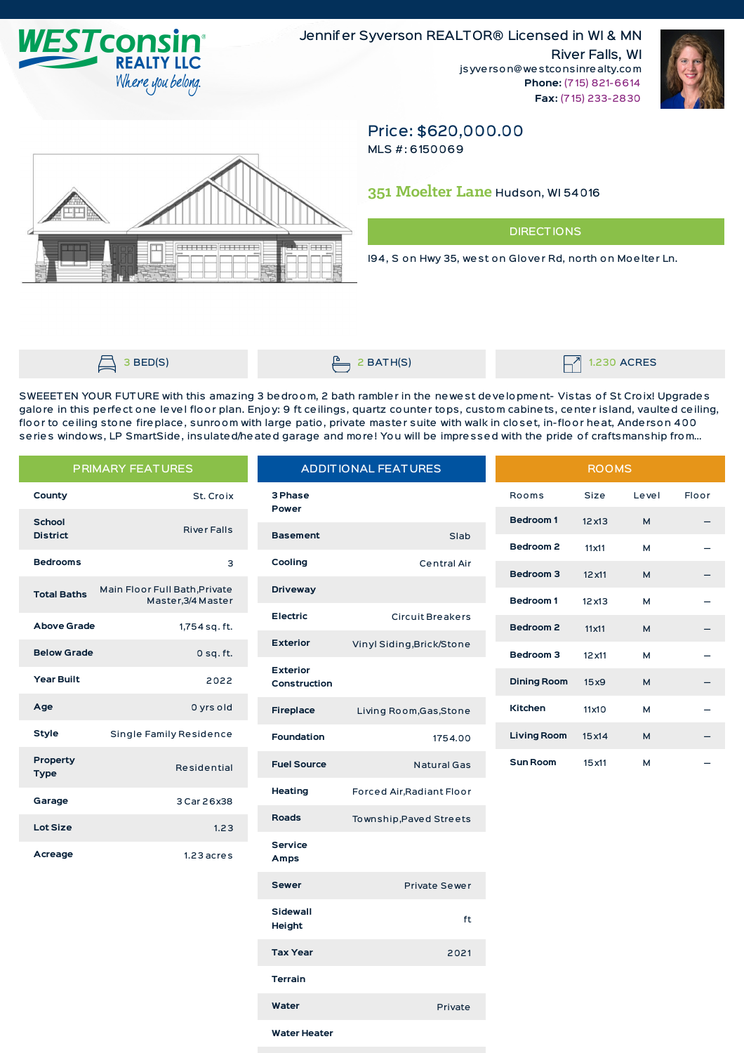WESTconsin REALTY LLC
Where you belong

Jennifer Syverson REALTOR® Licensed in WI & MN
River Falls, WI
jsyverson@westconsinrealty.com
**Phone:** (715) 821-6614
**Fax:** (715) 233-2830

## Price: $620,000.00

MLS #: 6150069

**351 Moelter Lane** Hudson, WI 54016

### DIRECTIONS

I94, S on Hwy 35, west on Glover Rd, north on Moelter Ln.

3 BED(S) | 2 BATH(S) | 1.230 ACRES

SWEEETEN YOUR FUTURE with this amazing 3 bedroom, 2 bath rambler in the newest development- Vistas of St Croix! Upgrades galore in this perfect one level floor plan. Enjoy: 9 ft ceilings, quartz counter tops, custom cabinets, center island, vaulted ceiling, floor to ceiling stone fireplace, sunroom with large patio, private master suite with walk in closet, in-floor heat, Anderson 400 series windows, LP SmartSide, insulated/heated garage and more! You will be impressed with the pride of craftsmanship from...

### PRIMARY FEATURES

| | |
|---|---|
| **County** | St. Croix |
| **School District** | River Falls |
| **Bedrooms** | 3 |
| **Total Baths** | Main Floor Full Bath,Private Master,3/4 Master |
| **Above Grade** | 1,754 sq. ft. |
| **Below Grade** | 0 sq. ft. |
| **Year Built** | 2022 |
| **Age** | 0 yrs old |
| **Style** | Single Family Residence |
| **Property Type** | Residential |
| **Garage** | 3 Car 26x38 |
| **Lot Size** | 1.23 |
| **Acreage** | 1.23 acres |

### ADDITIONAL FEATURES

| | |
|---|---|
| **3 Phase Power** | |
| **Basement** | Slab |
| **Cooling** | Central Air |
| **Driveway** | |
| **Electric** | Circuit Breakers |
| **Exterior** | Vinyl Siding,Brick/Stone |
| **Exterior Construction** | |
| **Fireplace** | Living Room,Gas,Stone |
| **Foundation** | 1754.00 |
| **Fuel Source** | Natural Gas |
| **Heating** | Forced Air,Radiant Floor |
| **Roads** | Township,Paved Streets |
| **Service Amps** | |
| **Sewer** | Private Sewer |
| **Sidewall Height** | ft |
| **Tax Year** | 2021 |
| **Terrain** | |
| **Water** | Private |
| **Water Heater** | |

### ROOMS

| Rooms | Size | Level | Floor |
|---|---|---|---|
| **Bedroom 1** | 12x13 | M | – |
| **Bedroom 2** | 11x11 | M | – |
| **Bedroom 3** | 12x11 | M | – |
| **Bedroom 1** | 12x13 | M | – |
| **Bedroom 2** | 11x11 | M | – |
| **Bedroom 3** | 12x11 | M | – |
| **Dining Room** | 15x9 | M | – |
| **Kitchen** | 11x10 | M | – |
| **Living Room** | 15x14 | M | – |
| **Sun Room** | 15x11 | M | – |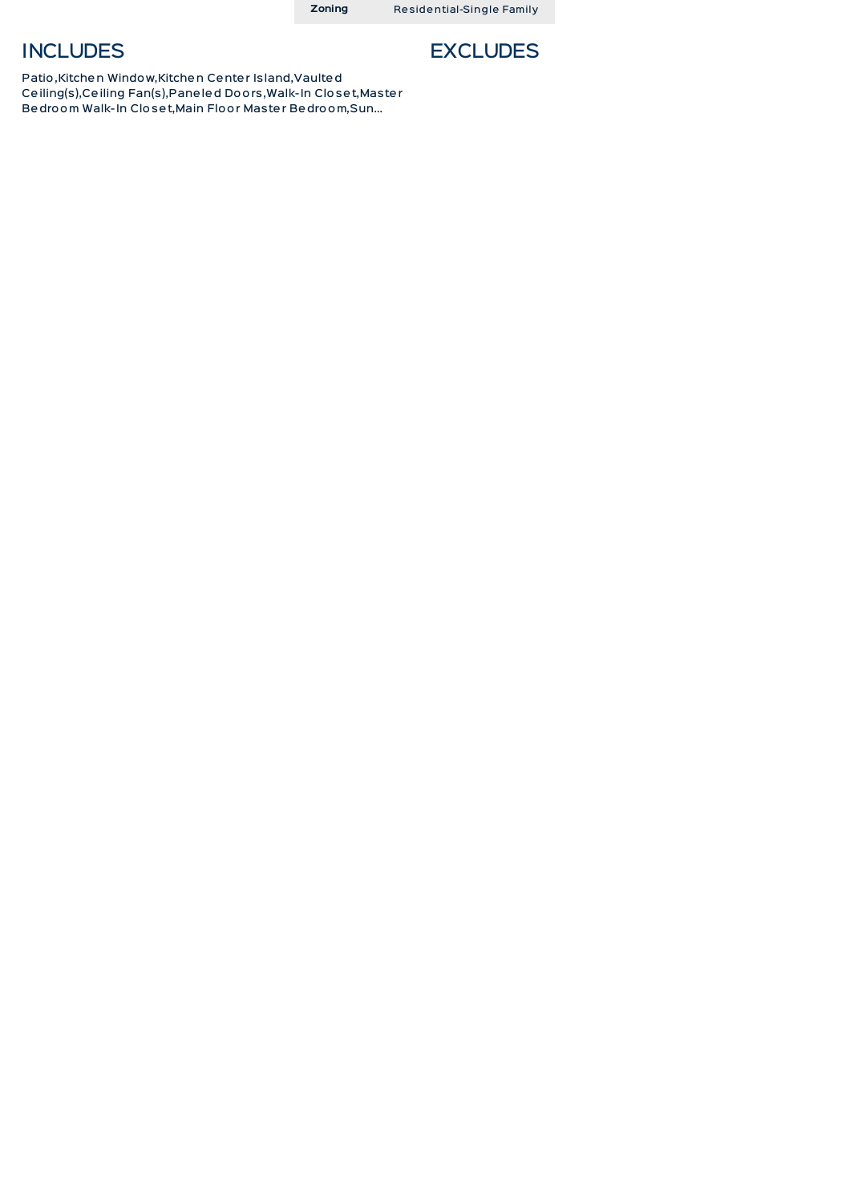| | |
|---|---|
| Zoning | Residential-Single Family |

## INCLUDES

Patio,Kitchen Window,Kitchen Center Island,Vaulted Ceiling(s),Ceiling Fan(s),Paneled Doors,Walk-In Closet,Master Bedroom Walk-In Closet,Main Floor Master Bedroom,Sun...

## EXCLUDES